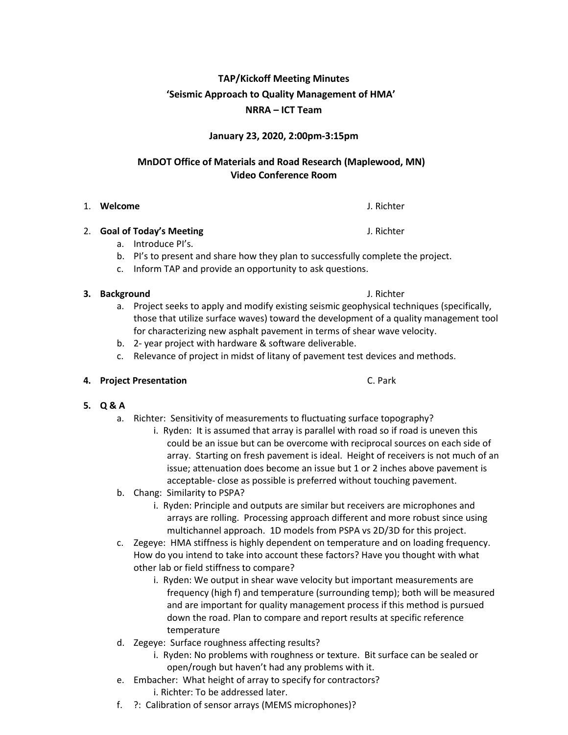# TAP/Kickoff Meeting Minutes

## 'Seismic Approach to Quality Management of HMA'

## NRRA – ICT Team

**January 23, 2020, 2:00pm-3:15pm**

**MnDOT Office of Materials and Road Research (Maplewood, MN)**
**Video Conference Room**

1. **Welcome** J. Richter

2. **Goal of Today's Meeting** J. Richter
   a. Introduce PI's.
   b. PI's to present and share how they plan to successfully complete the project.
   c. Inform TAP and provide an opportunity to ask questions.

3. **Background** J. Richter
   a. Project seeks to apply and modify existing seismic geophysical techniques (specifically, those that utilize surface waves) toward the development of a quality management tool for characterizing new asphalt pavement in terms of shear wave velocity.
   b. 2- year project with hardware & software deliverable.
   c. Relevance of project in midst of litany of pavement test devices and methods.

4. **Project Presentation** C. Park

5. **Q & A**
   a. Richter: Sensitivity of measurements to fluctuating surface topography?
      i. Ryden: It is assumed that array is parallel with road so if road is uneven this could be an issue but can be overcome with reciprocal sources on each side of array. Starting on fresh pavement is ideal. Height of receivers is not much of an issue; attenuation does become an issue but 1 or 2 inches above pavement is acceptable- close as possible is preferred without touching pavement.
   b. Chang: Similarity to PSPA?
      i. Ryden: Principle and outputs are similar but receivers are microphones and arrays are rolling. Processing approach different and more robust since using multichannel approach. 1D models from PSPA vs 2D/3D for this project.
   c. Zegeye: HMA stiffness is highly dependent on temperature and on loading frequency. How do you intend to take into account these factors? Have you thought with what other lab or field stiffness to compare?
      i. Ryden: We output in shear wave velocity but important measurements are frequency (high f) and temperature (surrounding temp); both will be measured and are important for quality management process if this method is pursued down the road. Plan to compare and report results at specific reference temperature
   d. Zegeye: Surface roughness affecting results?
      i. Ryden: No problems with roughness or texture. Bit surface can be sealed or open/rough but haven't had any problems with it.
   e. Embacher: What height of array to specify for contractors?
      i. Richter: To be addressed later.
   f. ?: Calibration of sensor arrays (MEMS microphones)?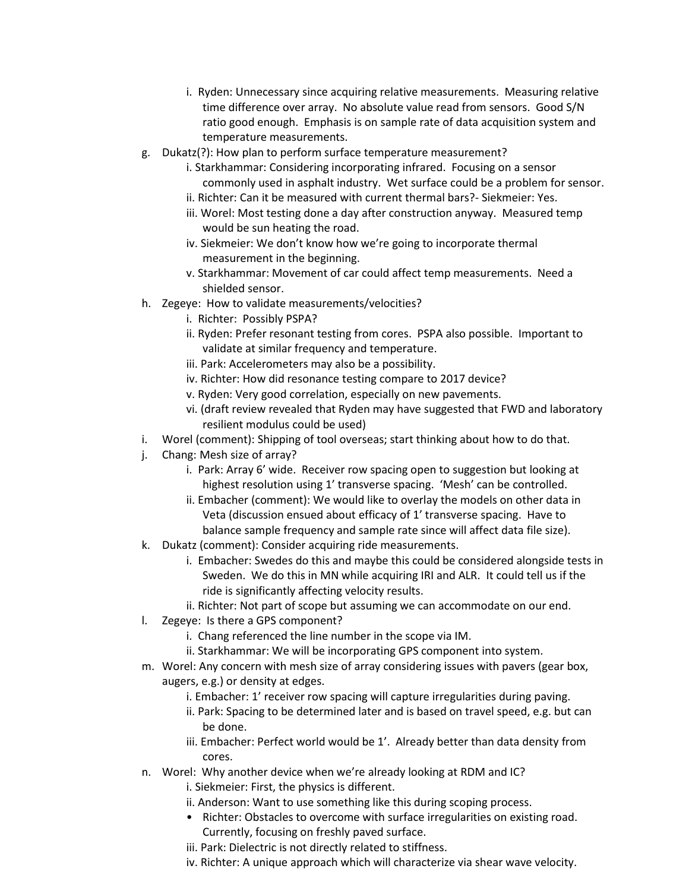- i. Ryden: Unnecessary since acquiring relative measurements. Measuring relative time difference over array. No absolute value read from sensors. Good S/N ratio good enough. Emphasis is on sample rate of data acquisition system and temperature measurements.

g. Dukatz(?): How plan to perform surface temperature measurement?
   - i. Starkhammar: Considering incorporating infrared. Focusing on a sensor commonly used in asphalt industry. Wet surface could be a problem for sensor.
   - ii. Richter: Can it be measured with current thermal bars?- Siekmeier: Yes.
   - iii. Worel: Most testing done a day after construction anyway. Measured temp would be sun heating the road.
   - iv. Siekmeier: We don't know how we're going to incorporate thermal measurement in the beginning.
   - v. Starkhammar: Movement of car could affect temp measurements. Need a shielded sensor.

h. Zegeye: How to validate measurements/velocities?
   - i. Richter: Possibly PSPA?
   - ii. Ryden: Prefer resonant testing from cores. PSPA also possible. Important to validate at similar frequency and temperature.
   - iii. Park: Accelerometers may also be a possibility.
   - iv. Richter: How did resonance testing compare to 2017 device?
   - v. Ryden: Very good correlation, especially on new pavements.
   - vi. (draft review revealed that Ryden may have suggested that FWD and laboratory resilient modulus could be used)

i. Worel (comment): Shipping of tool overseas; start thinking about how to do that.

j. Chang: Mesh size of array?
   - i. Park: Array 6' wide. Receiver row spacing open to suggestion but looking at highest resolution using 1' transverse spacing. 'Mesh' can be controlled.
   - ii. Embacher (comment): We would like to overlay the models on other data in Veta (discussion ensued about efficacy of 1' transverse spacing. Have to balance sample frequency and sample rate since will affect data file size).

k. Dukatz (comment): Consider acquiring ride measurements.
   - i. Embacher: Swedes do this and maybe this could be considered alongside tests in Sweden. We do this in MN while acquiring IRI and ALR. It could tell us if the ride is significantly affecting velocity results.
   - ii. Richter: Not part of scope but assuming we can accommodate on our end.

l. Zegeye: Is there a GPS component?
   - i. Chang referenced the line number in the scope via IM.
   - ii. Starkhammar: We will be incorporating GPS component into system.

m. Worel: Any concern with mesh size of array considering issues with pavers (gear box, augers, e.g.) or density at edges.
   - i. Embacher: 1' receiver row spacing will capture irregularities during paving.
   - ii. Park: Spacing to be determined later and is based on travel speed, e.g. but can be done.
   - iii. Embacher: Perfect world would be 1'. Already better than data density from cores.

n. Worel: Why another device when we're already looking at RDM and IC?
   - i. Siekmeier: First, the physics is different.
   - ii. Anderson: Want to use something like this during scoping process.
     - Richter: Obstacles to overcome with surface irregularities on existing road. Currently, focusing on freshly paved surface.
   - iii. Park: Dielectric is not directly related to stiffness.
   - iv. Richter: A unique approach which will characterize via shear wave velocity.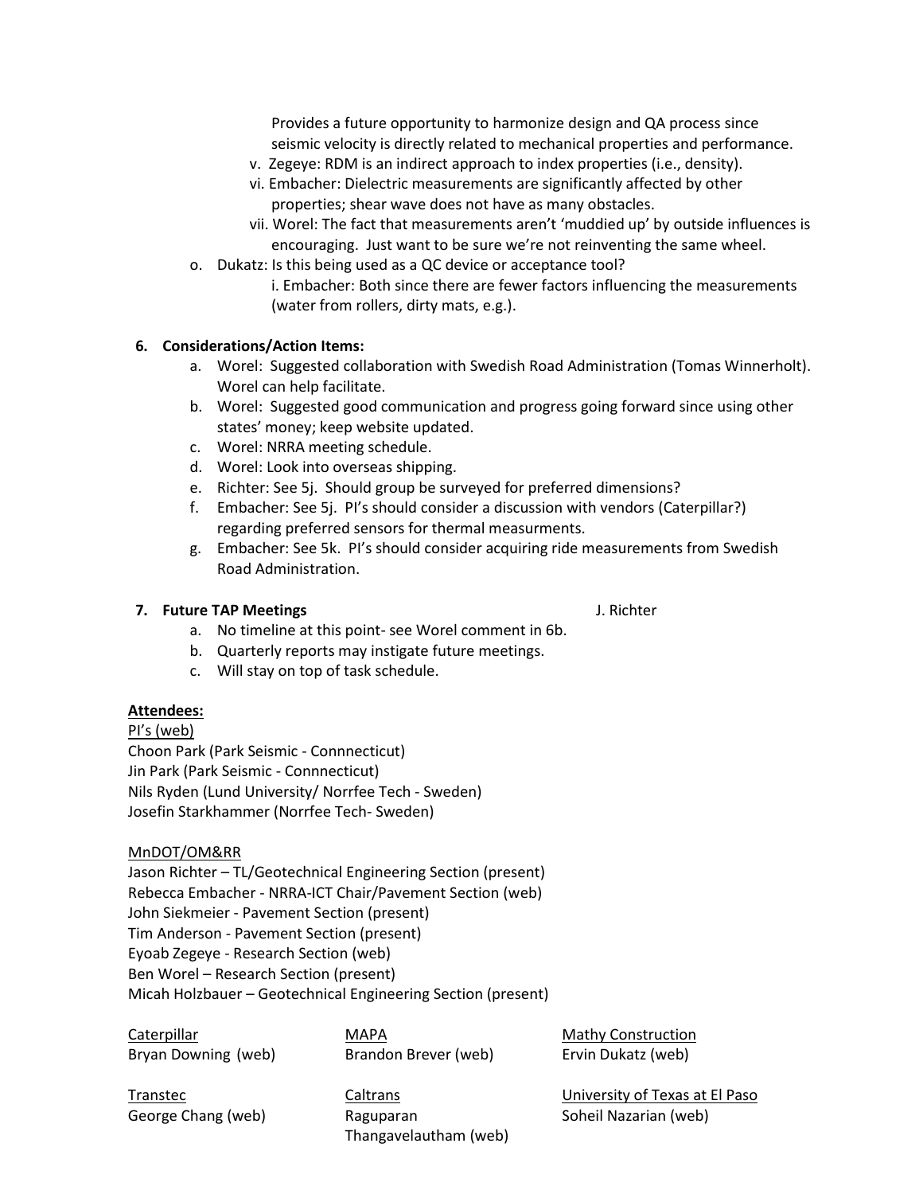Provides a future opportunity to harmonize design and QA process since seismic velocity is directly related to mechanical properties and performance.

v. Zegeye: RDM is an indirect approach to index properties (i.e., density).

vi. Embacher: Dielectric measurements are significantly affected by other properties; shear wave does not have as many obstacles.

vii. Worel: The fact that measurements aren't 'muddied up' by outside influences is encouraging. Just want to be sure we're not reinventing the same wheel.

o. Dukatz: Is this being used as a QC device or acceptance tool?

i. Embacher: Both since there are fewer factors influencing the measurements (water from rollers, dirty mats, e.g.).

**6. Considerations/Action Items:**

a. Worel: Suggested collaboration with Swedish Road Administration (Tomas Winnerholt). Worel can help facilitate.

b. Worel: Suggested good communication and progress going forward since using other states' money; keep website updated.

c. Worel: NRRA meeting schedule.

d. Worel: Look into overseas shipping.

e. Richter: See 5j. Should group be surveyed for preferred dimensions?

f. Embacher: See 5j. PI's should consider a discussion with vendors (Caterpillar?) regarding preferred sensors for thermal measurments.

g. Embacher: See 5k. PI's should consider acquiring ride measurements from Swedish Road Administration.

**7. Future TAP Meetings** J. Richter

a. No timeline at this point- see Worel comment in 6b.

b. Quarterly reports may instigate future meetings.

c. Will stay on top of task schedule.

**Attendees:**

PI's (web)

Choon Park (Park Seismic - Connnecticut)
Jin Park (Park Seismic - Connnecticut)
Nils Ryden (Lund University/ Norrfee Tech - Sweden)
Josefin Starkhammer (Norrfee Tech- Sweden)

MnDOT/OM&RR

Jason Richter – TL/Geotechnical Engineering Section (present)
Rebecca Embacher - NRRA-ICT Chair/Pavement Section (web)
John Siekmeier - Pavement Section (present)
Tim Anderson - Pavement Section (present)
Eyoab Zegeye - Research Section (web)
Ben Worel – Research Section (present)
Micah Holzbauer – Geotechnical Engineering Section (present)

Caterpillar
Bryan Downing (web)

MAPA
Brandon Brever (web)

Mathy Construction
Ervin Dukatz (web)

Transtec
George Chang (web)

Caltrans
Raguparan Thangavelautham (web)

University of Texas at El Paso
Soheil Nazarian (web)